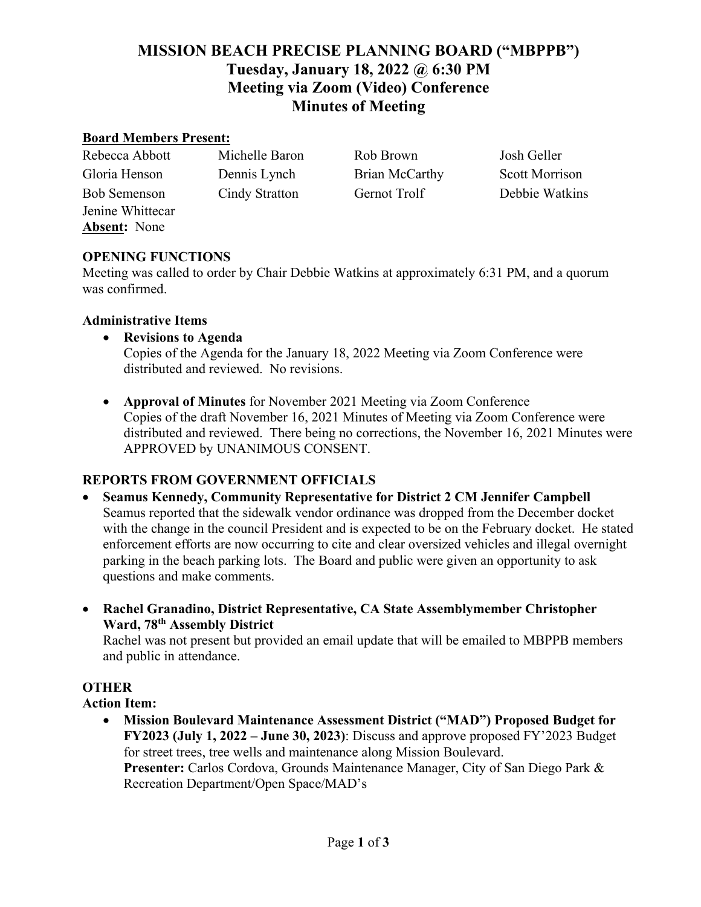# MISSION BEACH PRECISE PLANNING BOARD ("MBPPB")
## Tuesday, January 18, 2022 @ 6:30 PM
## Meeting via Zoom (Video) Conference
## Minutes of Meeting

**Board Members Present:**

| | | | |
|---|---|---|---|
| Rebecca Abbott | Michelle Baron | Rob Brown | Josh Geller |
| Gloria Henson | Dennis Lynch | Brian McCarthy | Scott Morrison |
| Bob Semenson | Cindy Stratton | Gernot Trolf | Debbie Watkins |
| Jenine Whittecar | | | |

**Absent:** None

### OPENING FUNCTIONS

Meeting was called to order by Chair Debbie Watkins at approximately 6:31 PM, and a quorum was confirmed.

**Administrative Items**

- **Revisions to Agenda**
  Copies of the Agenda for the January 18, 2022 Meeting via Zoom Conference were distributed and reviewed. No revisions.

- **Approval of Minutes** for November 2021 Meeting via Zoom Conference
  Copies of the draft November 16, 2021 Minutes of Meeting via Zoom Conference were distributed and reviewed. There being no corrections, the November 16, 2021 Minutes were APPROVED by UNANIMOUS CONSENT.

### REPORTS FROM GOVERNMENT OFFICIALS

- **Seamus Kennedy, Community Representative for District 2 CM Jennifer Campbell**
  Seamus reported that the sidewalk vendor ordinance was dropped from the December docket with the change in the council President and is expected to be on the February docket. He stated enforcement efforts are now occurring to cite and clear oversized vehicles and illegal overnight parking in the beach parking lots. The Board and public were given an opportunity to ask questions and make comments.

- **Rachel Granadino, District Representative, CA State Assemblymember Christopher Ward, 78th Assembly District**
  Rachel was not present but provided an email update that will be emailed to MBPPB members and public in attendance.

### OTHER

**Action Item:**

- **Mission Boulevard Maintenance Assessment District ("MAD") Proposed Budget for FY2023 (July 1, 2022 – June 30, 2023)**: Discuss and approve proposed FY'2023 Budget for street trees, tree wells and maintenance along Mission Boulevard.
  **Presenter:** Carlos Cordova, Grounds Maintenance Manager, City of San Diego Park & Recreation Department/Open Space/MAD's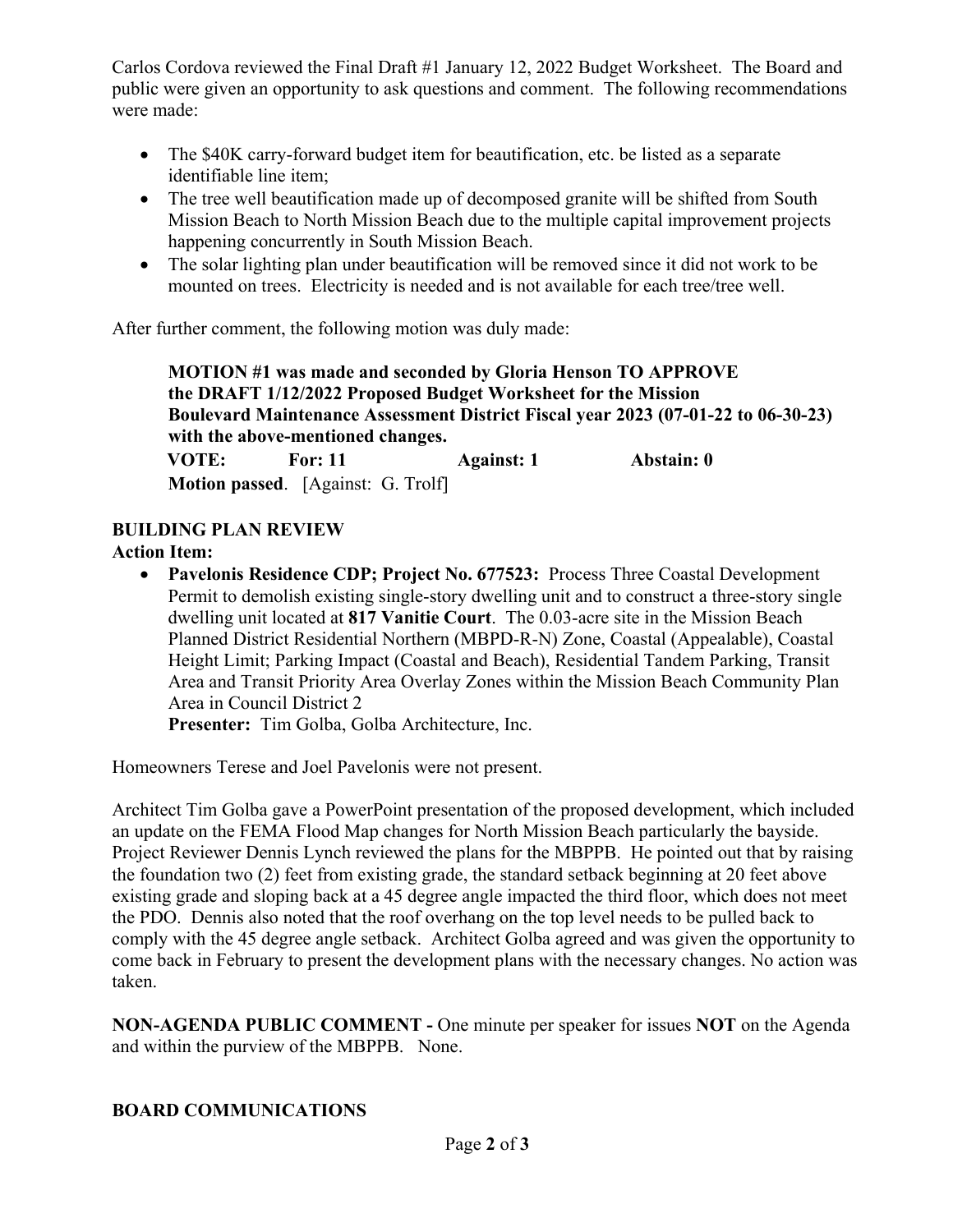Carlos Cordova reviewed the Final Draft #1 January 12, 2022 Budget Worksheet. The Board and public were given an opportunity to ask questions and comment. The following recommendations were made:

- The $40K carry-forward budget item for beautification, etc. be listed as a separate identifiable line item;
- The tree well beautification made up of decomposed granite will be shifted from South Mission Beach to North Mission Beach due to the multiple capital improvement projects happening concurrently in South Mission Beach.
- The solar lighting plan under beautification will be removed since it did not work to be mounted on trees. Electricity is needed and is not available for each tree/tree well.

After further comment, the following motion was duly made:

> **MOTION #1 was made and seconded by Gloria Henson TO APPROVE the DRAFT 1/12/2022 Proposed Budget Worksheet for the Mission Boulevard Maintenance Assessment District Fiscal year 2023 (07-01-22 to 06-30-23) with the above-mentioned changes.**
>
> **VOTE: For: 11 Against: 1 Abstain: 0**
>
> **Motion passed**. [Against: G. Trolf]

**BUILDING PLAN REVIEW**

**Action Item:**

- **Pavelonis Residence CDP; Project No. 677523:** Process Three Coastal Development Permit to demolish existing single-story dwelling unit and to construct a three-story single dwelling unit located at **817 Vanitie Court**. The 0.03-acre site in the Mission Beach Planned District Residential Northern (MBPD-R-N) Zone, Coastal (Appealable), Coastal Height Limit; Parking Impact (Coastal and Beach), Residential Tandem Parking, Transit Area and Transit Priority Area Overlay Zones within the Mission Beach Community Plan Area in Council District 2
  **Presenter:** Tim Golba, Golba Architecture, Inc.

Homeowners Terese and Joel Pavelonis were not present.

Architect Tim Golba gave a PowerPoint presentation of the proposed development, which included an update on the FEMA Flood Map changes for North Mission Beach particularly the bayside. Project Reviewer Dennis Lynch reviewed the plans for the MBPPB. He pointed out that by raising the foundation two (2) feet from existing grade, the standard setback beginning at 20 feet above existing grade and sloping back at a 45 degree angle impacted the third floor, which does not meet the PDO. Dennis also noted that the roof overhang on the top level needs to be pulled back to comply with the 45 degree angle setback. Architect Golba agreed and was given the opportunity to come back in February to present the development plans with the necessary changes. No action was taken.

**NON-AGENDA PUBLIC COMMENT -** One minute per speaker for issues **NOT** on the Agenda and within the purview of the MBPPB. None.

**BOARD COMMUNICATIONS**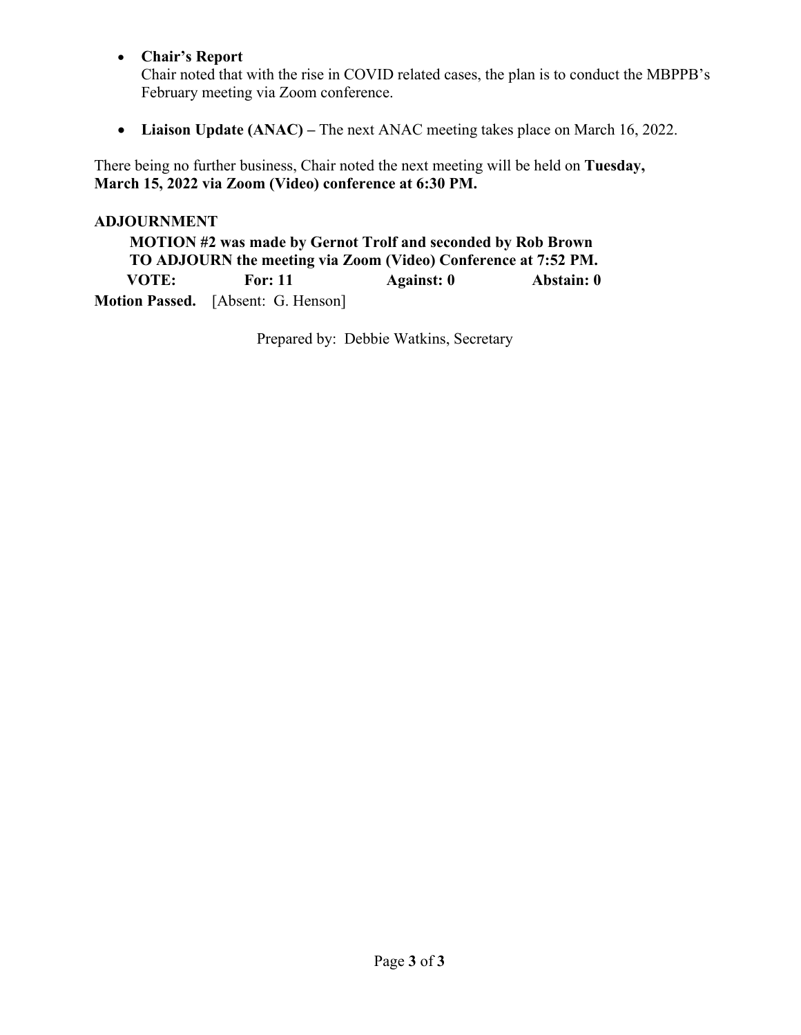- **Chair's Report**
  Chair noted that with the rise in COVID related cases, the plan is to conduct the MBPPB's February meeting via Zoom conference.

- **Liaison Update (ANAC) –** The next ANAC meeting takes place on March 16, 2022.

There being no further business, Chair noted the next meeting will be held on **Tuesday, March 15, 2022 via Zoom (Video) conference at 6:30 PM.**

**ADJOURNMENT**

**MOTION #2 was made by Gernot Trolf and seconded by Rob Brown TO ADJOURN the meeting via Zoom (Video) Conference at 7:52 PM.**

**VOTE: For: 11 Against: 0 Abstain: 0**

**Motion Passed.** [Absent: G. Henson]

Prepared by: Debbie Watkins, Secretary